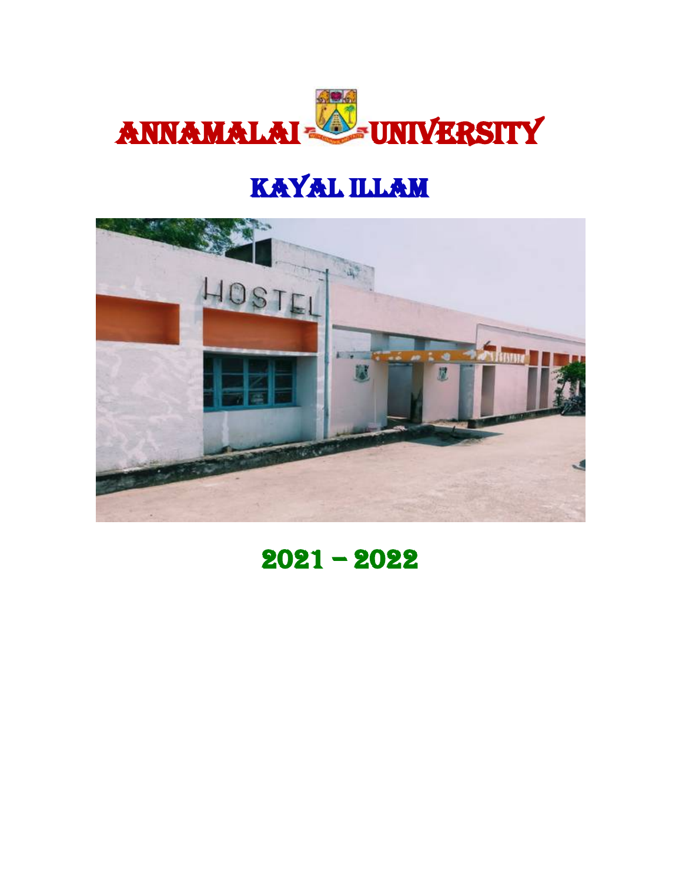# ANNAMALAI UNIVERSITY

## KAYAL ILLAM

## 2021 – 2022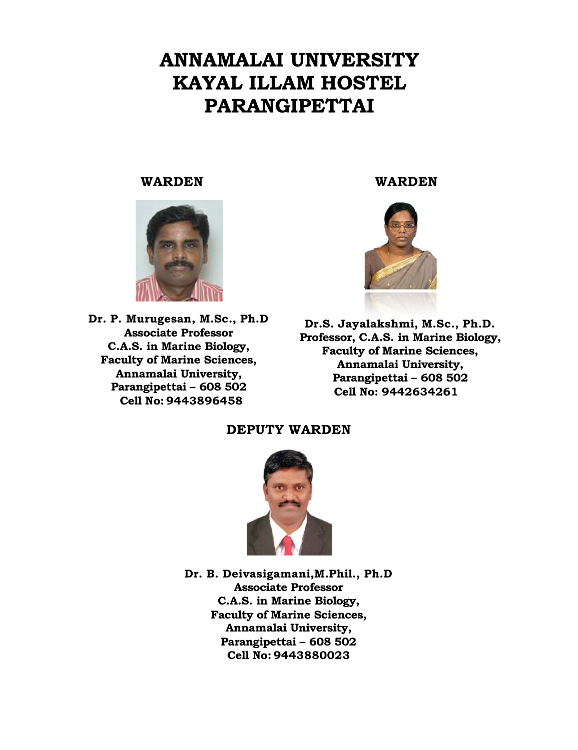# ANNAMALAI UNIVERSITY
# KAYAL ILLAM HOSTEL
# PARANGIPETTAI

**WARDEN**

**Dr. P. Murugesan, M.Sc., Ph.D**
**Associate Professor**
**C.A.S. in Marine Biology,**
**Faculty of Marine Sciences,**
**Annamalai University,**
**Parangipettai – 608 502**
**Cell No: 9443896458**

**WARDEN**

**Dr.S. Jayalakshmi, M.Sc., Ph.D.**
**Professor, C.A.S. in Marine Biology,**
**Faculty of Marine Sciences,**
**Annamalai University,**
**Parangipettai – 608 502**
**Cell No: 9442634261**

**DEPUTY WARDEN**

**Dr. B. Deivasigamani,M.Phil., Ph.D**
**Associate Professor**
**C.A.S. in Marine Biology,**
**Faculty of Marine Sciences,**
**Annamalai University,**
**Parangipettai – 608 502**
**Cell No: 9443880023**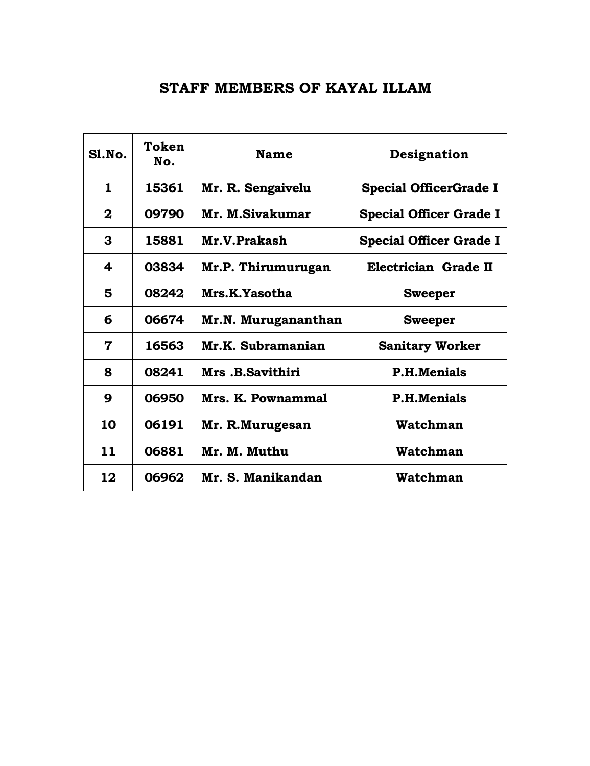# STAFF MEMBERS OF KAYAL ILLAM

| Sl.No. | Token No. | Name | Designation |
|---|---|---|---|
| 1 | 15361 | Mr. R. Sengaivelu | Special OfficerGrade I |
| 2 | 09790 | Mr. M.Sivakumar | Special Officer Grade I |
| 3 | 15881 | Mr.V.Prakash | Special Officer Grade I |
| 4 | 03834 | Mr.P. Thirumurugan | Electrician Grade II |
| 5 | 08242 | Mrs.K.Yasotha | Sweeper |
| 6 | 06674 | Mr.N. Murugananthan | Sweeper |
| 7 | 16563 | Mr.K. Subramanian | Sanitary Worker |
| 8 | 08241 | Mrs .B.Savithiri | P.H.Menials |
| 9 | 06950 | Mrs. K. Pownammal | P.H.Menials |
| 10 | 06191 | Mr. R.Murugesan | Watchman |
| 11 | 06881 | Mr. M. Muthu | Watchman |
| 12 | 06962 | Mr. S. Manikandan | Watchman |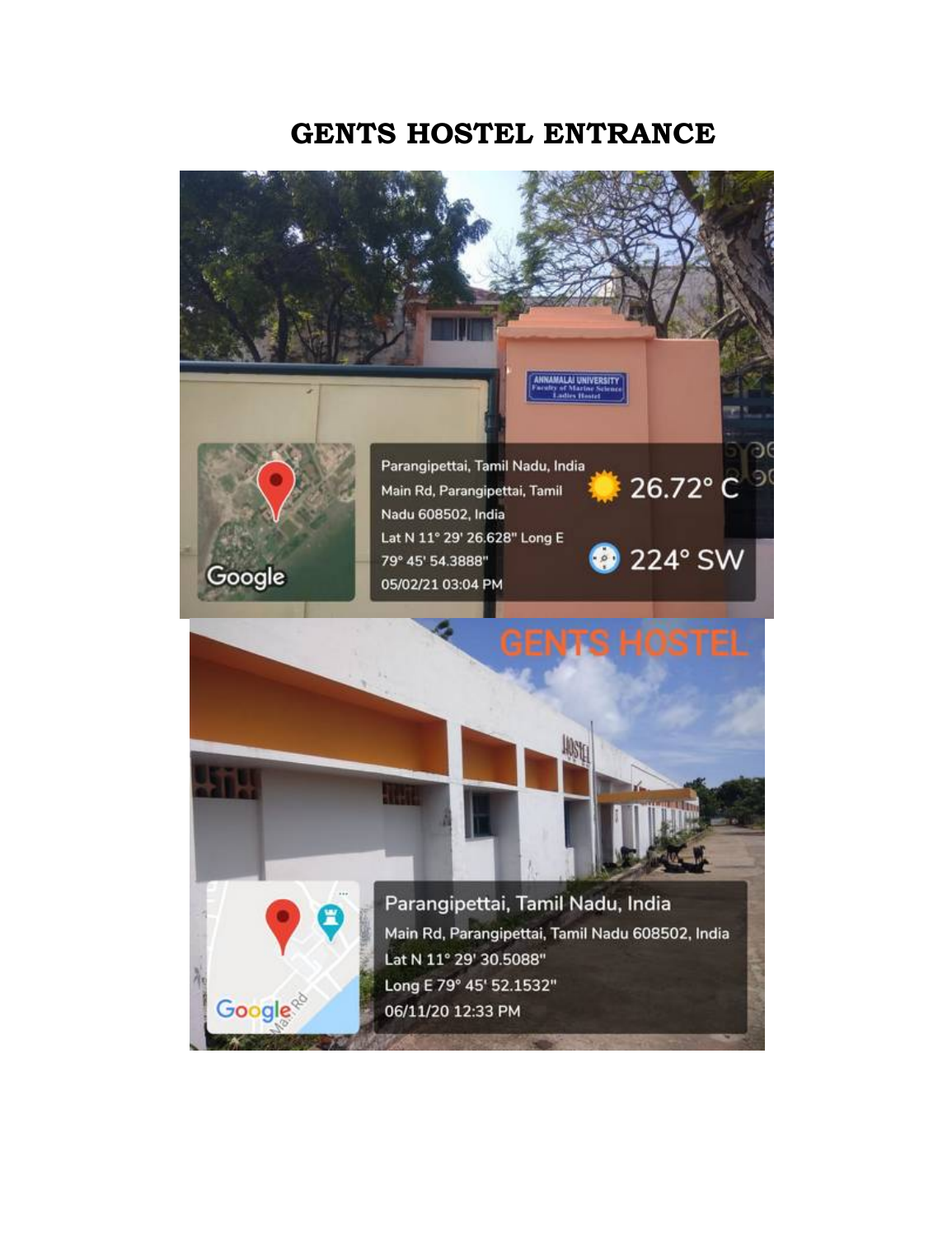# GENTS HOSTEL ENTRANCE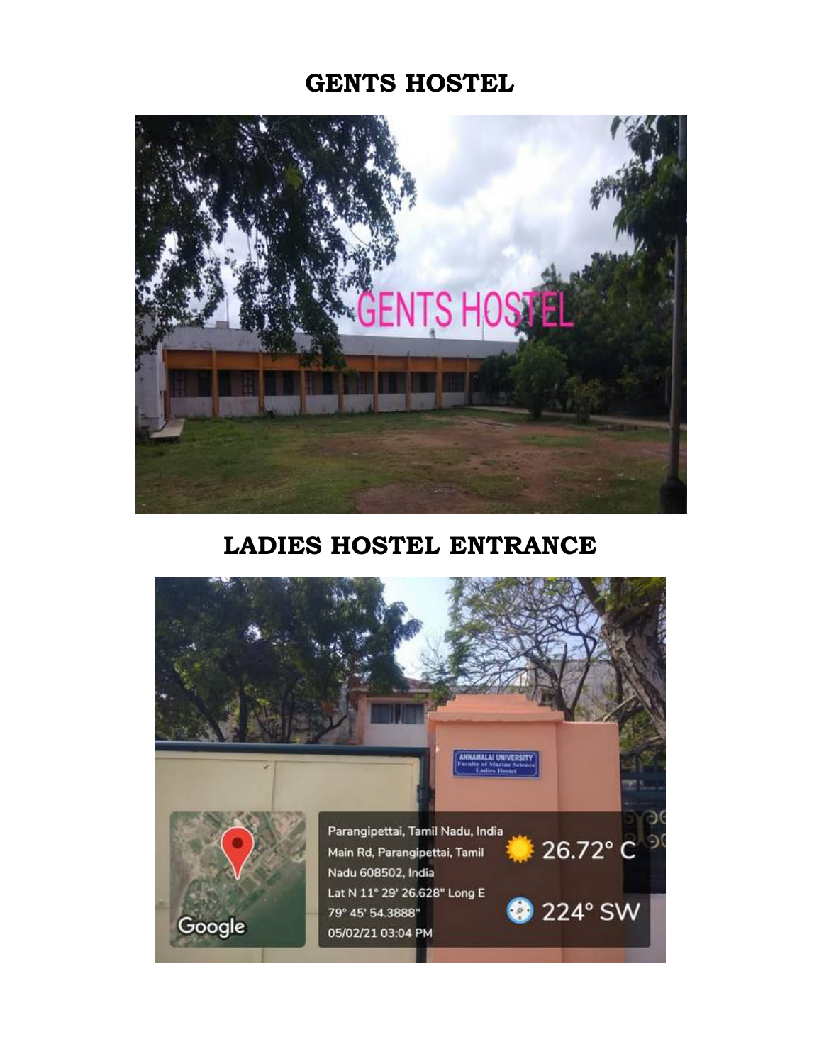# GENTS HOSTEL

# LADIES HOSTEL ENTRANCE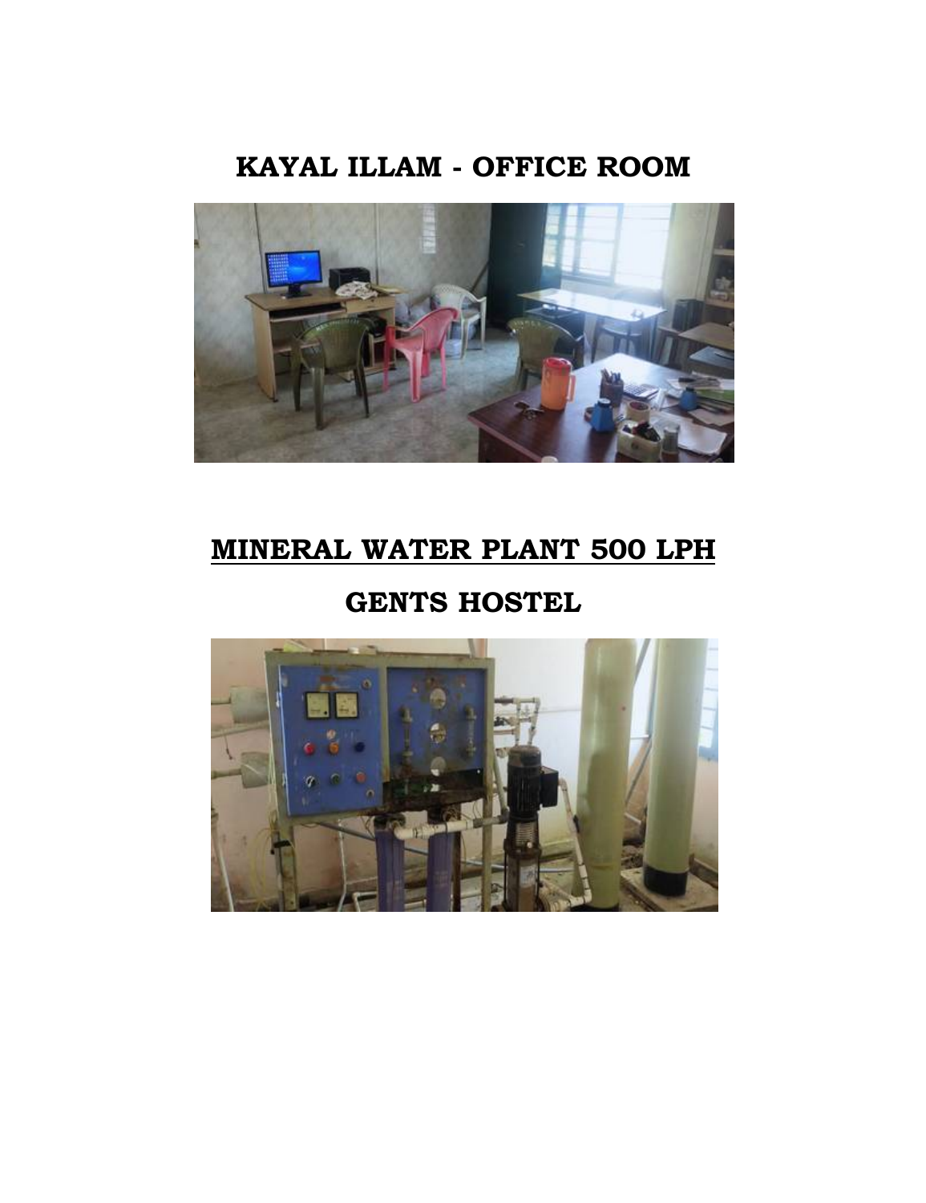# KAYAL ILLAM - OFFICE ROOM

# MINERAL WATER PLANT 500 LPH

# GENTS HOSTEL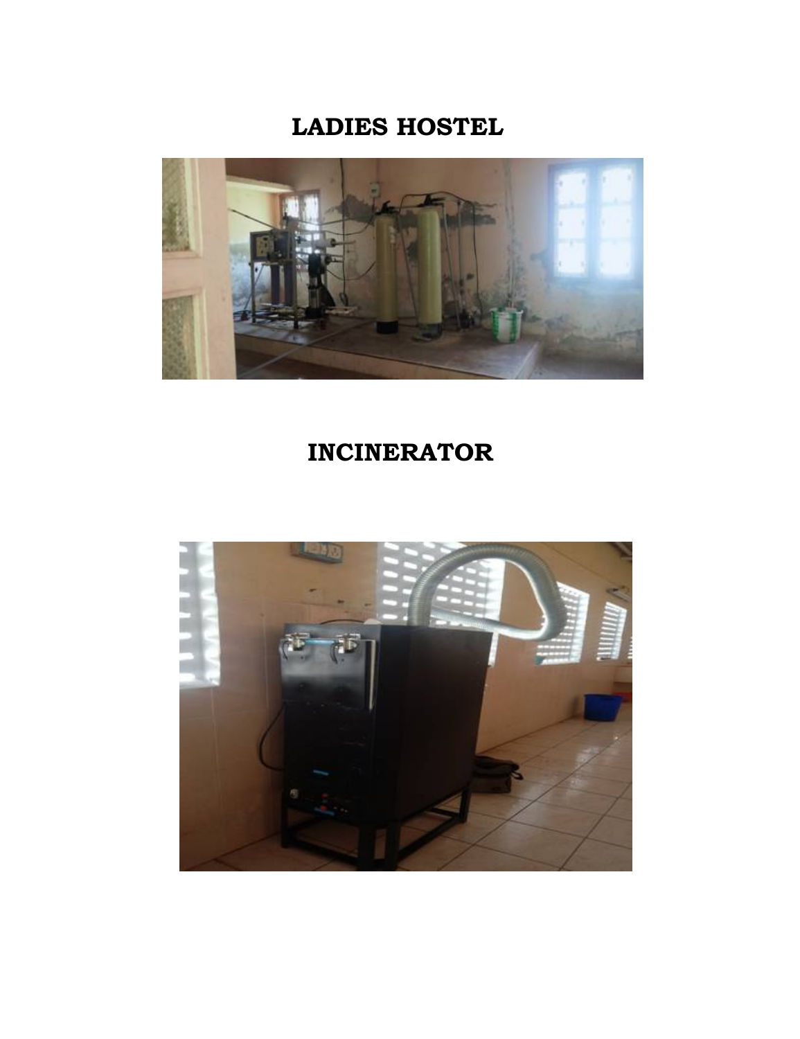## LADIES HOSTEL

## INCINERATOR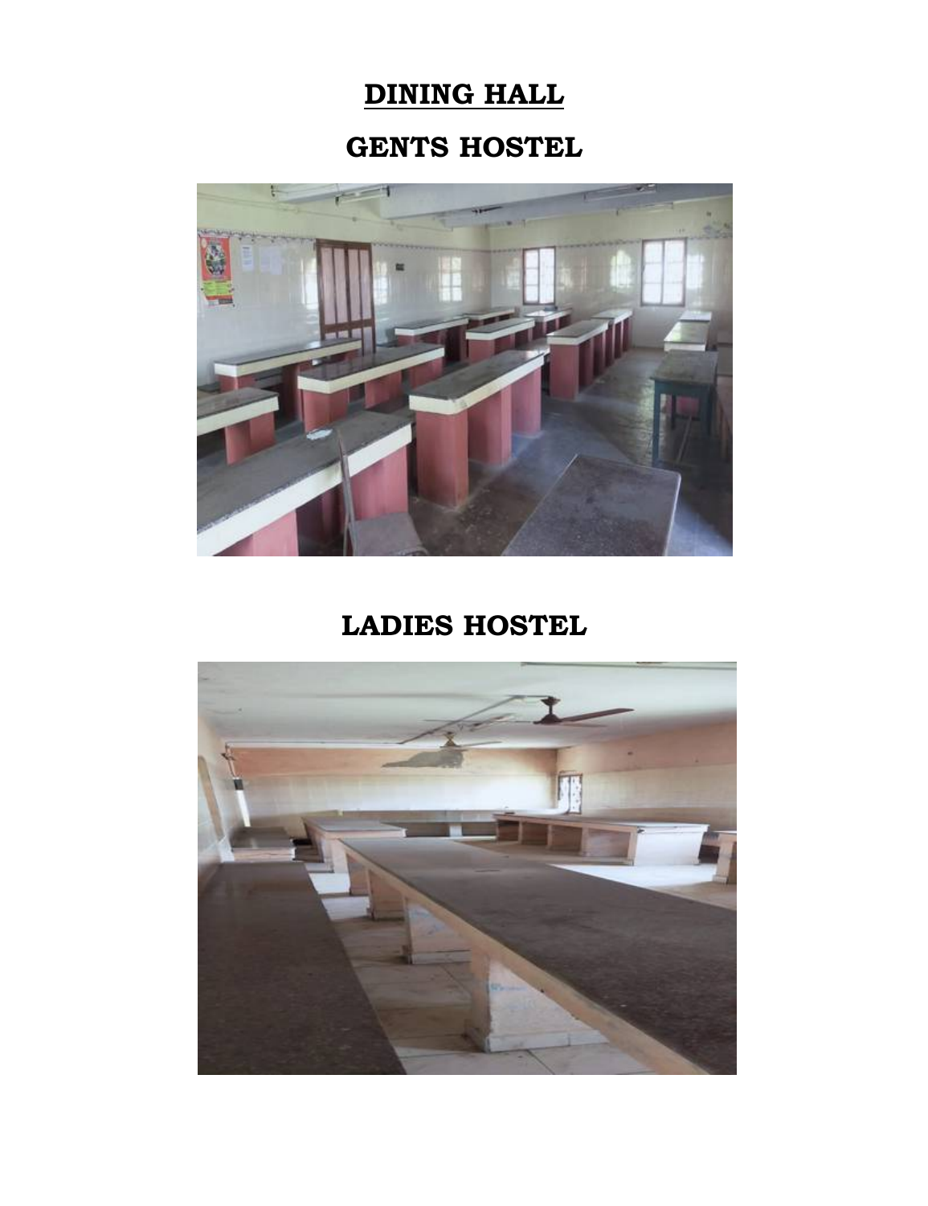# DINING HALL

## GENTS HOSTEL

## LADIES HOSTEL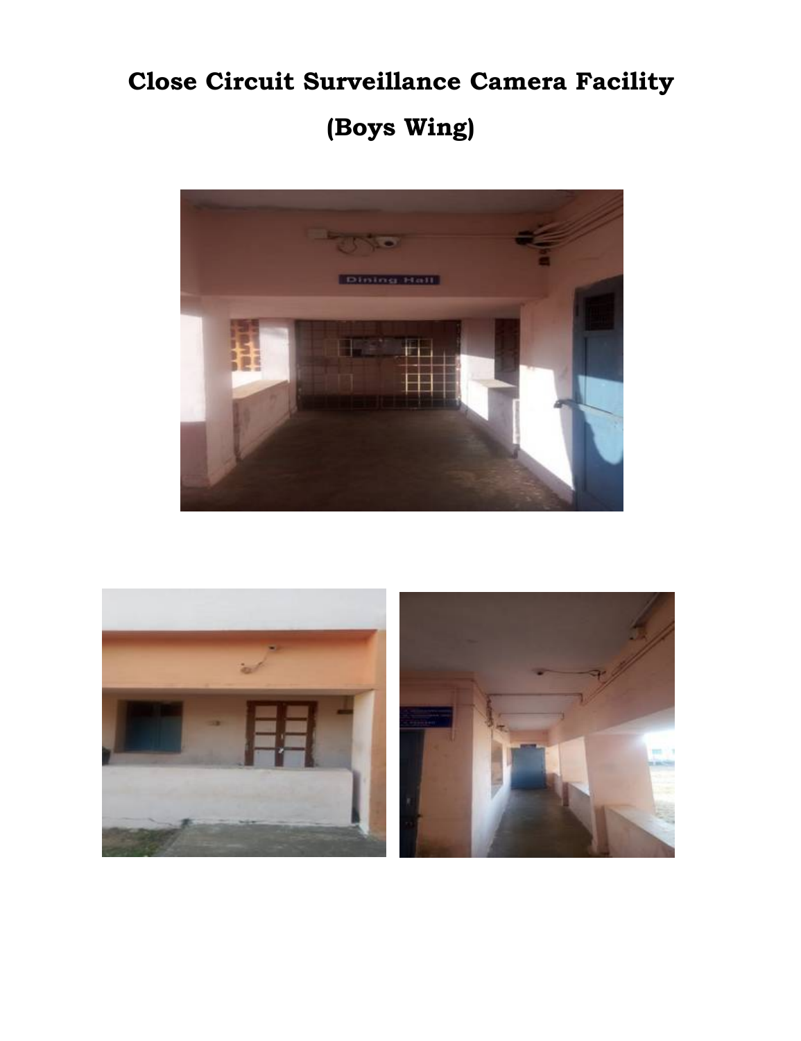# Close Circuit Surveillance Camera Facility

# (Boys Wing)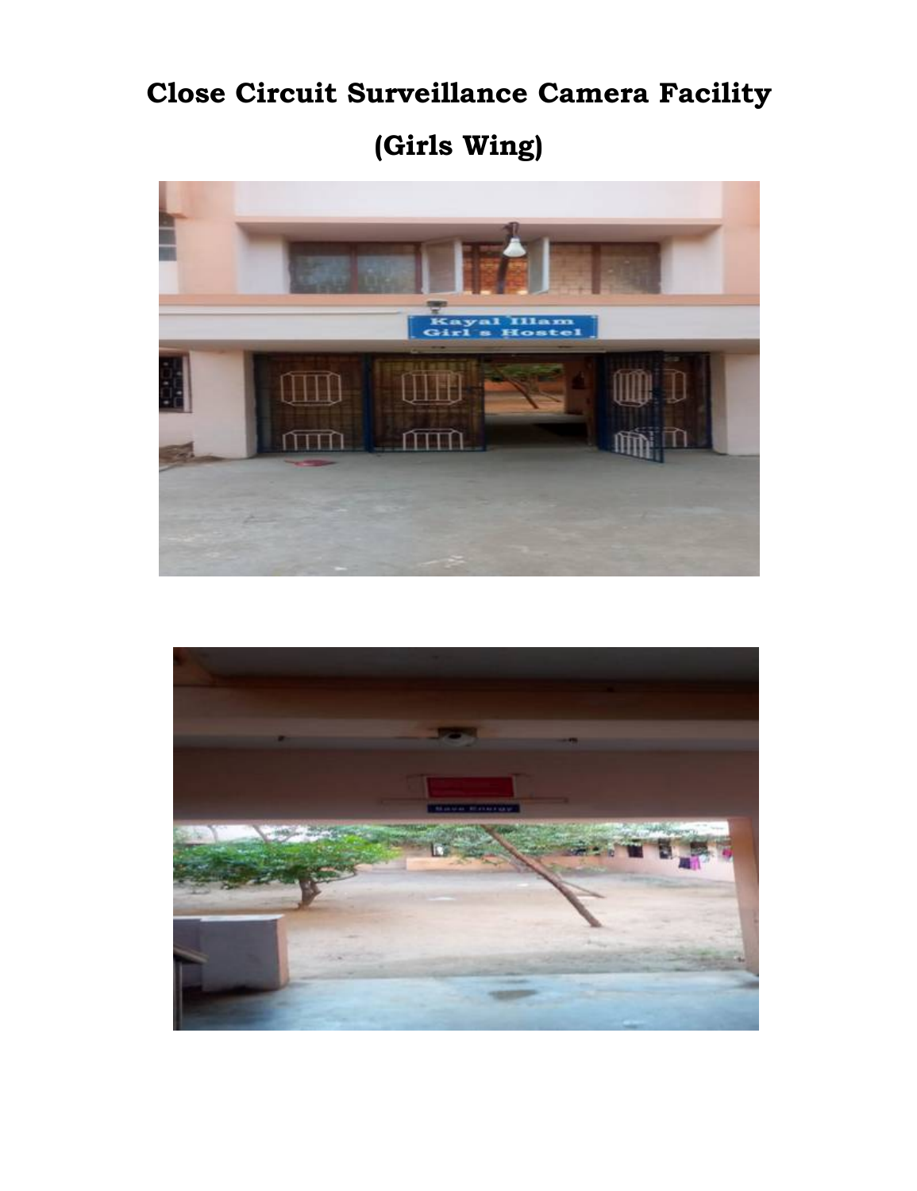# Close Circuit Surveillance Camera Facility

# (Girls Wing)